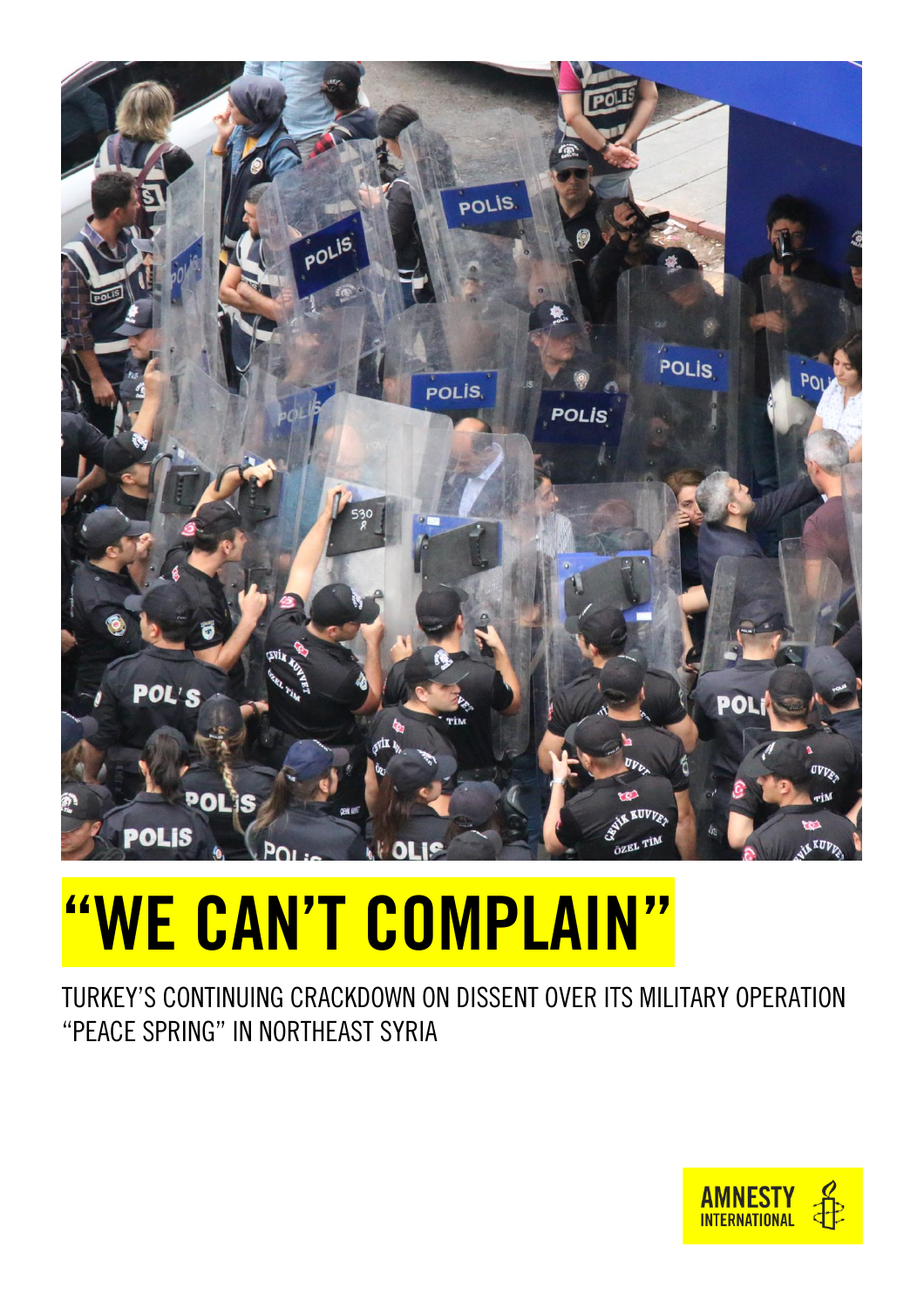# "WE CAN'T COMPLAIN"

TURKEY'S CONTINUING CRACKDOWN ON DISSENT OVER ITS MILITARY OPERATION "PEACE SPRING" IN NORTHEAST SYRIA

AMNESTY INTERNATIONAL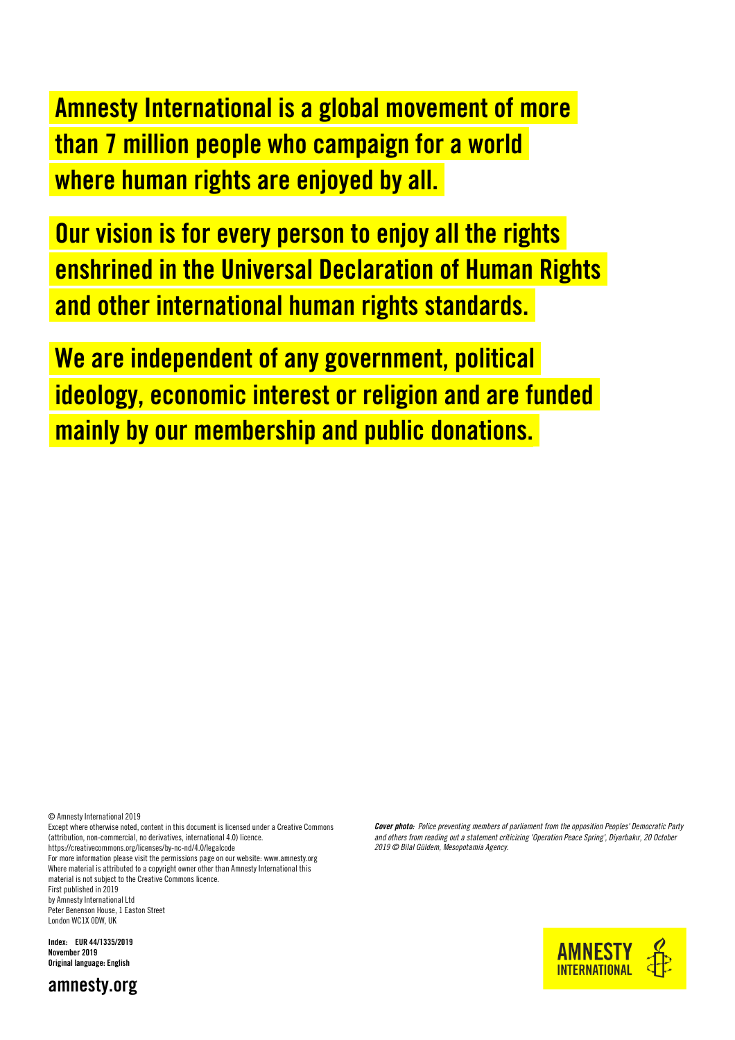**Amnesty International is a global movement of more than 7 million people who campaign for a world where human rights are enjoyed by all.**

**Our vision is for every person to enjoy all the rights enshrined in the Universal Declaration of Human Rights and other international human rights standards.**

**We are independent of any government, political ideology, economic interest or religion and are funded mainly by our membership and public donations.**

© Amnesty International 2019
Except where otherwise noted, content in this document is licensed under a Creative Commons (attribution, non-commercial, no derivatives, international 4.0) licence.
https://creativecommons.org/licenses/by-nc-nd/4.0/legalcode
For more information please visit the permissions page on our website: www.amnesty.org
Where material is attributed to a copyright owner other than Amnesty International this material is not subject to the Creative Commons licence.
First published in 2019
by Amnesty International Ltd
Peter Benenson House, 1 Easton Street
London WC1X 0DW, UK

***Cover photo:*** *Police preventing members of parliament from the opposition Peoples' Democratic Party and others from reading out a statement criticizing 'Operation Peace Spring', Diyarbakır, 20 October 2019 © Bilal Güldem, Mesopotamia Agency.*

**Index: EUR 44/1335/2019**
**November 2019**
**Original language: English**

**amnesty.org**

AMNESTY INTERNATIONAL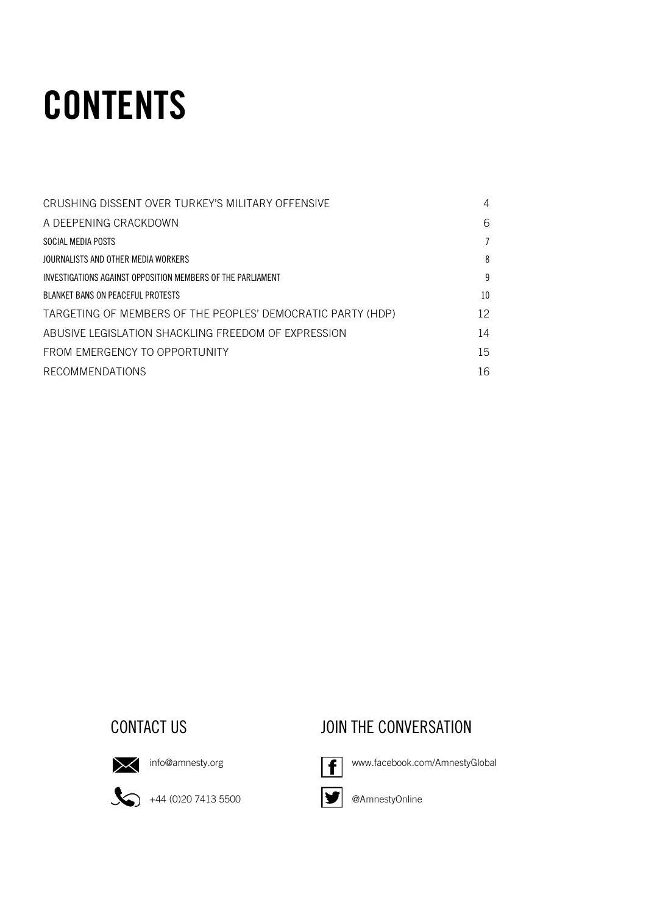# CONTENTS

| | |
|---|---|
| CRUSHING DISSENT OVER TURKEY'S MILITARY OFFENSIVE | 4 |
| A DEEPENING CRACKDOWN | 6 |
| SOCIAL MEDIA POSTS | 7 |
| JOURNALISTS AND OTHER MEDIA WORKERS | 8 |
| INVESTIGATIONS AGAINST OPPOSITION MEMBERS OF THE PARLIAMENT | 9 |
| BLANKET BANS ON PEACEFUL PROTESTS | 10 |
| TARGETING OF MEMBERS OF THE PEOPLES' DEMOCRATIC PARTY (HDP) | 12 |
| ABUSIVE LEGISLATION SHACKLING FREEDOM OF EXPRESSION | 14 |
| FROM EMERGENCY TO OPPORTUNITY | 15 |
| RECOMMENDATIONS | 16 |

## CONTACT US

info@amnesty.org

+44 (0)20 7413 5500

## JOIN THE CONVERSATION

www.facebook.com/AmnestyGlobal

@AmnestyOnline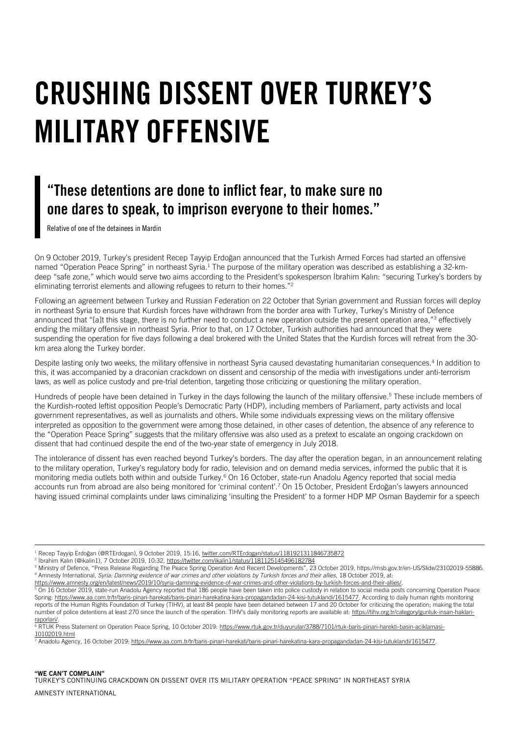# CRUSHING DISSENT OVER TURKEY'S MILITARY OFFENSIVE

> ## "These detentions are done to inflict fear, to make sure no one dares to speak, to imprison everyone to their homes."
>
> Relative of one of the detainees in Mardin

On 9 October 2019, Turkey's president Recep Tayyip Erdoğan announced that the Turkish Armed Forces had started an offensive named "Operation Peace Spring" in northeast Syria.[1] The purpose of the military operation was described as establishing a 32-km-deep "safe zone," which would serve two aims according to the President's spokesperson İbrahim Kalın: "securing Turkey's borders by eliminating terrorist elements and allowing refugees to return to their homes."[2]

Following an agreement between Turkey and Russian Federation on 22 October that Syrian government and Russian forces will deploy in northeast Syria to ensure that Kurdish forces have withdrawn from the border area with Turkey, Turkey's Ministry of Defence announced that "[a]t this stage, there is no further need to conduct a new operation outside the present operation area,"[3] effectively ending the military offensive in northeast Syria. Prior to that, on 17 October, Turkish authorities had announced that they were suspending the operation for five days following a deal brokered with the United States that the Kurdish forces will retreat from the 30-km area along the Turkey border.

Despite lasting only two weeks, the military offensive in northeast Syria caused devastating humanitarian consequences.[4] In addition to this, it was accompanied by a draconian crackdown on dissent and censorship of the media with investigations under anti-terrorism laws, as well as police custody and pre-trial detention, targeting those criticizing or questioning the military operation.

Hundreds of people have been detained in Turkey in the days following the launch of the military offensive.[5] These include members of the Kurdish-rooted leftist opposition People's Democratic Party (HDP), including members of Parliament, party activists and local government representatives, as well as journalists and others. While some individuals expressing views on the military offensive interpreted as opposition to the government were among those detained, in other cases of detention, the absence of any reference to the "Operation Peace Spring" suggests that the military offensive was also used as a pretext to escalate an ongoing crackdown on dissent that had continued despite the end of the two-year state of emergency in July 2018.

The intolerance of dissent has even reached beyond Turkey's borders. The day after the operation began, in an announcement relating to the military operation, Turkey's regulatory body for radio, television and on demand media services, informed the public that it is monitoring media outlets both within and outside Turkey.[6] On 16 October, state-run Anadolu Agency reported that social media accounts run from abroad are also being monitored for 'criminal content'.[7] On 15 October, President Erdoğan's lawyers announced having issued criminal complaints under laws ciminalizing 'insulting the President' to a former HDP MP Osman Baydemir for a speech

---

[1] Recep Tayyip Erdoğan (@RTErdogan), 9 October 2019, 15:16, twitter.com/RTErdogan/status/1181921311846735872

[2] İbrahim Kalın (@ikalin1), 7 October 2019, 10:32, https://twitter.com/ikalin1/status/1181125145496182784

[3] Ministry of Defence, "Press Release Regarding The Peace Spring Operation And Recent Developments", 23 October 2019, https://msb.gov.tr/en-US/Slide/23102019-55886.

[4] Amnesty International, *Syria: Damning evidence of war crimes and other violations by Turkish forces and their allies*, 18 October 2019, at: https://www.amnesty.org/en/latest/news/2019/10/syria-damning-evidence-of-war-crimes-and-other-violations-by-turkish-forces-and-their-allies/.

[5] On 16 October 2019, state-run Anadolu Agency reported that 186 people have been taken into police custody in relation to social media posts concerning Operation Peace Spring: https://www.aa.com.tr/tr/baris-pinari-harekati/baris-pinari-harekatina-kara-propagandadan-24-kisi-tutuklandi/1615477. According to daily human rights monitoring reports of the Human Rights Foundation of Turkey (TIHV), at least 84 people have been detained between 17 and 20 October for criticizing the operation; making the total number of police detentions at least 270 since the launch of the operation. TIHV's daily monitoring reports are available at: https://tihv.org.tr/category/gunluk-insan-haklari-raporlari/.

[6] RTUK Press Statement on Operation Peace Spring, 10 October 2019: https://www.rtuk.gov.tr/duyurular/3788/7101/rtuk-baris-pinari-harekti-basin-aciklamasi-10102019.html

[7] Anadolu Agency, 16 October 2019: https://www.aa.com.tr/tr/baris-pinari-harekati/baris-pinari-harekatina-kara-propagandadan-24-kisi-tutuklandi/1615477.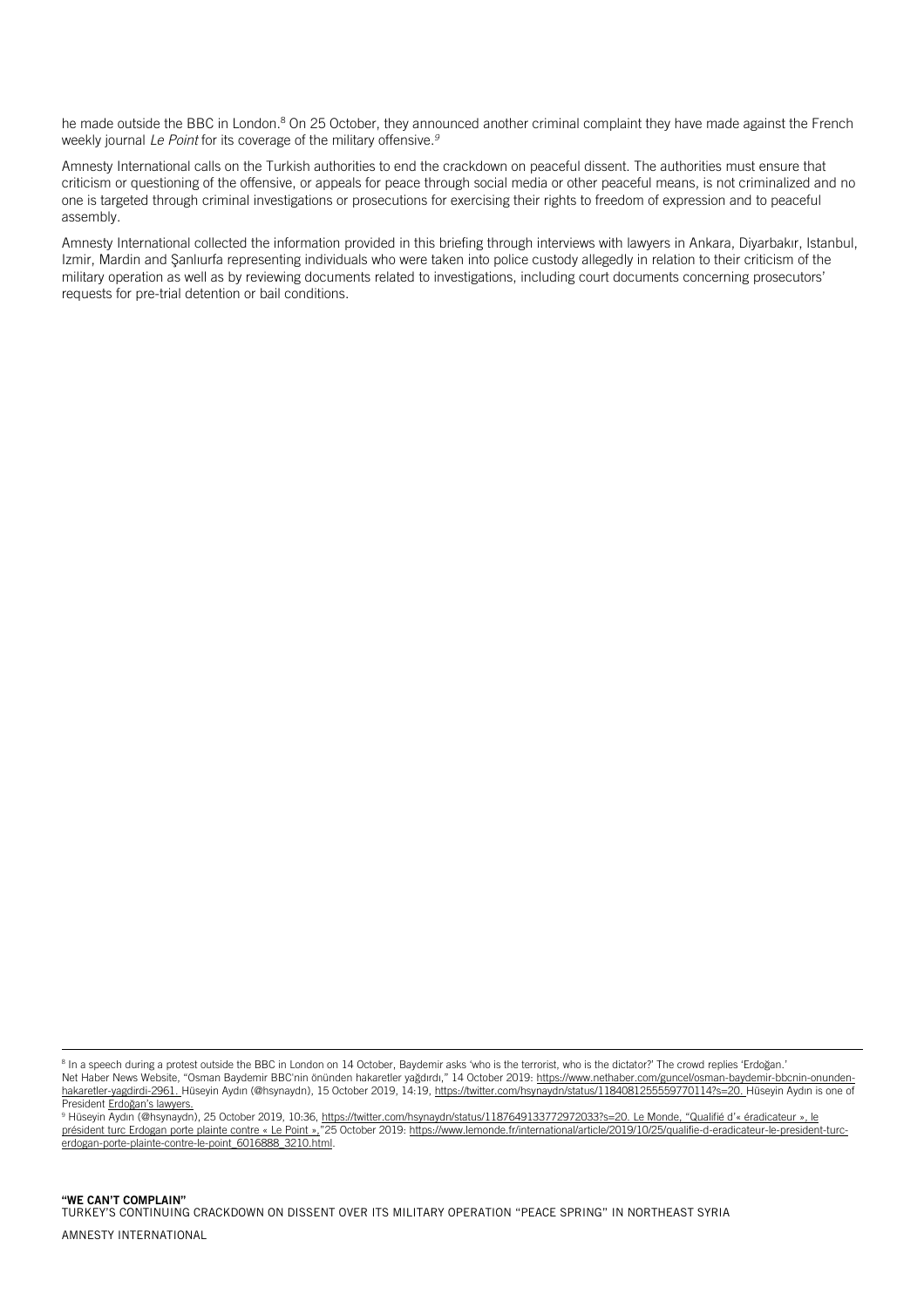he made outside the BBC in London.[8] On 25 October, they announced another criminal complaint they have made against the French weekly journal *Le Point* for its coverage of the military offensive.[9]

Amnesty International calls on the Turkish authorities to end the crackdown on peaceful dissent. The authorities must ensure that criticism or questioning of the offensive, or appeals for peace through social media or other peaceful means, is not criminalized and no one is targeted through criminal investigations or prosecutions for exercising their rights to freedom of expression and to peaceful assembly.

Amnesty International collected the information provided in this briefing through interviews with lawyers in Ankara, Diyarbakır, Istanbul, Izmir, Mardin and Şanlıurfa representing individuals who were taken into police custody allegedly in relation to their criticism of the military operation as well as by reviewing documents related to investigations, including court documents concerning prosecutors' requests for pre-trial detention or bail conditions.

---

[8] In a speech during a protest outside the BBC in London on 14 October, Baydemir asks 'who is the terrorist, who is the dictator?' The crowd replies 'Erdoğan.' Net Haber News Website, "Osman Baydemir BBC'nin önünden hakaretler yağdırdı," 14 October 2019: https://www.nethaber.com/guncel/osman-baydemir-bbcnin-onunden-hakaretler-yagdirdi-2961. Hüseyin Aydın (@hsynaydn), 15 October 2019, 14:19, https://twitter.com/hsynaydn/status/1184081255559770114?s=20. Hüseyin Aydın is one of President Erdoğan's lawyers.

[9] Hüseyin Aydın (@hsynaydn), 25 October 2019, 10:36, https://twitter.com/hsynaydn/status/1187649133772972033?s=20. Le Monde, "Qualifié d'« éradicateur », le président turc Erdogan porte plainte contre « Le Point »,"25 October 2019: https://www.lemonde.fr/international/article/2019/10/25/qualifie-d-eradicateur-le-president-turc-erdogan-porte-plainte-contre-le-point_6016888_3210.html.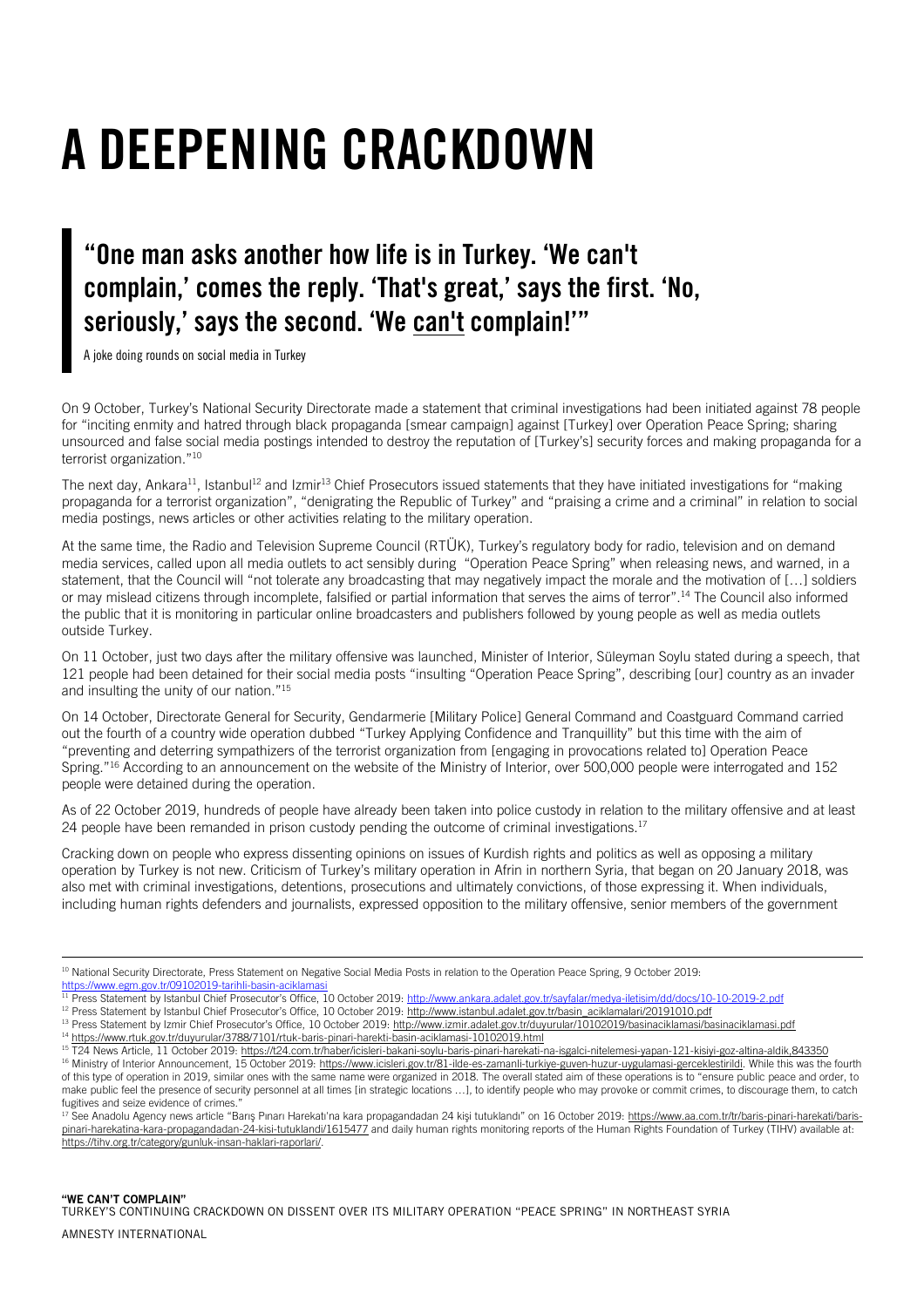# A DEEPENING CRACKDOWN

> ## "One man asks another how life is in Turkey. 'We can't complain,' comes the reply. 'That's great,' says the first. 'No, seriously,' says the second. 'We can't complain!'"
>
> A joke doing rounds on social media in Turkey

On 9 October, Turkey's National Security Directorate made a statement that criminal investigations had been initiated against 78 people for "inciting enmity and hatred through black propaganda [smear campaign] against [Turkey] over Operation Peace Spring; sharing unsourced and false social media postings intended to destroy the reputation of [Turkey's] security forces and making propaganda for a terrorist organization."[10]

The next day, Ankara[11], Istanbul[12] and Izmir[13] Chief Prosecutors issued statements that they have initiated investigations for "making propaganda for a terrorist organization", "denigrating the Republic of Turkey" and "praising a crime and a criminal" in relation to social media postings, news articles or other activities relating to the military operation.

At the same time, the Radio and Television Supreme Council (RTÜK), Turkey's regulatory body for radio, television and on demand media services, called upon all media outlets to act sensibly during "Operation Peace Spring" when releasing news, and warned, in a statement, that the Council will "not tolerate any broadcasting that may negatively impact the morale and the motivation of […] soldiers or may mislead citizens through incomplete, falsified or partial information that serves the aims of terror".[14] The Council also informed the public that it is monitoring in particular online broadcasters and publishers followed by young people as well as media outlets outside Turkey.

On 11 October, just two days after the military offensive was launched, Minister of Interior, Süleyman Soylu stated during a speech, that 121 people had been detained for their social media posts "insulting "Operation Peace Spring", describing [our] country as an invader and insulting the unity of our nation."[15]

On 14 October, Directorate General for Security, Gendarmerie [Military Police] General Command and Coastguard Command carried out the fourth of a country wide operation dubbed "Turkey Applying Confidence and Tranquillity" but this time with the aim of "preventing and deterring sympathizers of the terrorist organization from [engaging in provocations related to] Operation Peace Spring."[16] According to an announcement on the website of the Ministry of Interior, over 500,000 people were interrogated and 152 people were detained during the operation.

As of 22 October 2019, hundreds of people have already been taken into police custody in relation to the military offensive and at least 24 people have been remanded in prison custody pending the outcome of criminal investigations.[17]

Cracking down on people who express dissenting opinions on issues of Kurdish rights and politics as well as opposing a military operation by Turkey is not new. Criticism of Turkey's military operation in Afrin in northern Syria, that began on 20 January 2018, was also met with criminal investigations, detentions, prosecutions and ultimately convictions, of those expressing it. When individuals, including human rights defenders and journalists, expressed opposition to the military offensive, senior members of the government

---

[10] National Security Directorate, Press Statement on Negative Social Media Posts in relation to the Operation Peace Spring, 9 October 2019: https://www.egm.gov.tr/09102019-tarihli-basin-aciklamasi

[11] Press Statement by Istanbul Chief Prosecutor's Office, 10 October 2019: http://www.ankara.adalet.gov.tr/sayfalar/medya-iletisim/dd/docs/10-10-2019-2.pdf

[12] Press Statement by Istanbul Chief Prosecutor's Office, 10 October 2019: http://www.istanbul.adalet.gov.tr/basin_aciklamalari/20191010.pdf

[13] Press Statement by Izmir Chief Prosecutor's Office, 10 October 2019: http://www.izmir.adalet.gov.tr/duyurular/10102019/basinaciklamasi/basinaciklamasi.pdf

[14] https://www.rtuk.gov.tr/duyurular/3788/7101/rtuk-baris-pinari-harekti-basin-aciklamasi-10102019.html

[15] T24 News Article, 11 October 2019: https://t24.com.tr/haber/icisleri-bakani-soylu-baris-pinari-harekati-na-isgalci-nitelemesi-yapan-121-kisiyi-goz-altina-aldik,843350

[16] Ministry of Interior Announcement, 15 October 2019: https://www.icisleri.gov.tr/81-ilde-es-zamanli-turkiye-guven-huzur-uygulamasi-gerceklestirildi. While this was the fourth of this type of operation in 2019, similar ones with the same name were organized in 2018. The overall stated aim of these operations is to "ensure public peace and order, to make public feel the presence of security personnel at all times [in strategic locations …], to identify people who may provoke or commit crimes, to discourage them, to catch fugitives and seize evidence of crimes."

[17] See Anadolu Agency news article "Barış Pınarı Harekatı'na kara propagandadan 24 kişi tutuklandı" on 16 October 2019: https://www.aa.com.tr/tr/baris-pinari-harekati/baris-pinari-harekatina-kara-propagandadan-24-kisi-tutuklandi/1615477 and daily human rights monitoring reports of the Human Rights Foundation of Turkey (TIHV) available at: https://tihv.org.tr/category/gunluk-insan-haklari-raporlari/.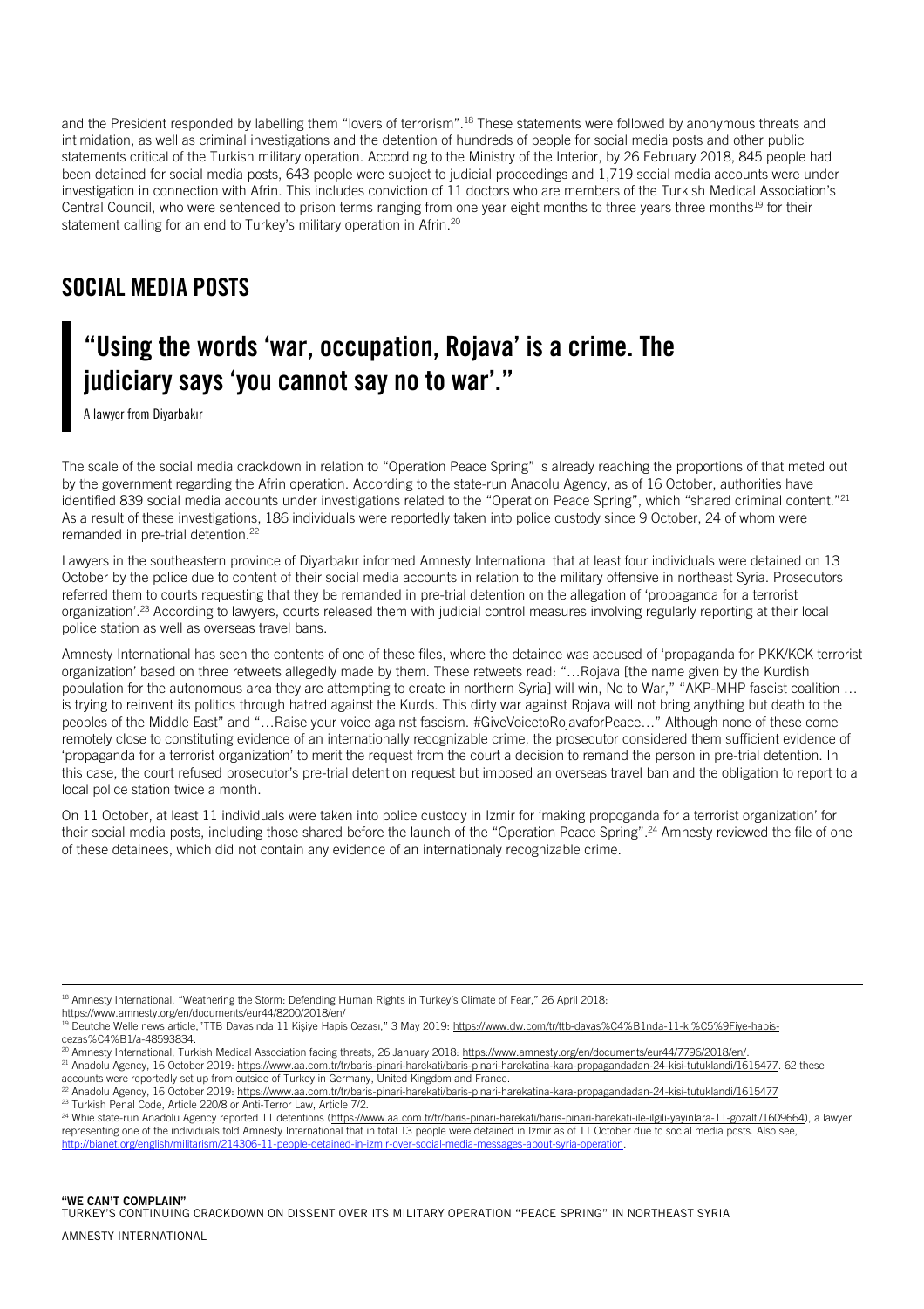and the President responded by labelling them "lovers of terrorism".[18] These statements were followed by anonymous threats and intimidation, as well as criminal investigations and the detention of hundreds of people for social media posts and other public statements critical of the Turkish military operation. According to the Ministry of the Interior, by 26 February 2018, 845 people had been detained for social media posts, 643 people were subject to judicial proceedings and 1,719 social media accounts were under investigation in connection with Afrin. This includes conviction of 11 doctors who are members of the Turkish Medical Association's Central Council, who were sentenced to prison terms ranging from one year eight months to three years three months[19] for their statement calling for an end to Turkey's military operation in Afrin.[20]

## SOCIAL MEDIA POSTS

> **"Using the words 'war, occupation, Rojava' is a crime. The judiciary says 'you cannot say no to war'."**
>
> A lawyer from Diyarbakır

The scale of the social media crackdown in relation to "Operation Peace Spring" is already reaching the proportions of that meted out by the government regarding the Afrin operation. According to the state-run Anadolu Agency, as of 16 October, authorities have identified 839 social media accounts under investigations related to the "Operation Peace Spring", which "shared criminal content."[21] As a result of these investigations, 186 individuals were reportedly taken into police custody since 9 October, 24 of whom were remanded in pre-trial detention.[22]

Lawyers in the southeastern province of Diyarbakır informed Amnesty International that at least four individuals were detained on 13 October by the police due to content of their social media accounts in relation to the military offensive in northeast Syria. Prosecutors referred them to courts requesting that they be remanded in pre-trial detention on the allegation of 'propaganda for a terrorist organization'.[23] According to lawyers, courts released them with judicial control measures involving regularly reporting at their local police station as well as overseas travel bans.

Amnesty International has seen the contents of one of these files, where the detainee was accused of 'propaganda for PKK/KCK terrorist organization' based on three retweets allegedly made by them. These retweets read: "…Rojava [the name given by the Kurdish population for the autonomous area they are attempting to create in northern Syria] will win, No to War," "AKP-MHP fascist coalition … is trying to reinvent its politics through hatred against the Kurds. This dirty war against Rojava will not bring anything but death to the peoples of the Middle East" and "…Raise your voice against fascism. #GiveVoicetoRojavaforPeace…" Although none of these come remotely close to constituting evidence of an internationally recognizable crime, the prosecutor considered them sufficient evidence of 'propaganda for a terrorist organization' to merit the request from the court a decision to remand the person in pre-trial detention. In this case, the court refused prosecutor's pre-trial detention request but imposed an overseas travel ban and the obligation to report to a local police station twice a month.

On 11 October, at least 11 individuals were taken into police custody in Izmir for 'making propoganda for a terrorist organization' for their social media posts, including those shared before the launch of the "Operation Peace Spring".[24] Amnesty reviewed the file of one of these detainees, which did not contain any evidence of an internationaly recognizable crime.

---

[18] Amnesty International, "Weathering the Storm: Defending Human Rights in Turkey's Climate of Fear," 26 April 2018: https://www.amnesty.org/en/documents/eur44/8200/2018/en/

[19] Deutche Welle news article,"TTB Davasında 11 Kişiye Hapis Cezası," 3 May 2019: https://www.dw.com/tr/ttb-davas%C4%B1nda-11-ki%C5%9Fiye-hapis-cezas%C4%B1/a-48593834.

[20] Amnesty International, Turkish Medical Association facing threats, 26 January 2018: https://www.amnesty.org/en/documents/eur44/7796/2018/en/.

[21] Anadolu Agency, 16 October 2019: https://www.aa.com.tr/tr/baris-pinari-harekati/baris-pinari-harekatina-kara-propagandadan-24-kisi-tutuklandi/1615477. 62 these accounts were reportedly set up from outside of Turkey in Germany, United Kingdom and France.

[22] Anadolu Agency, 16 October 2019: https://www.aa.com.tr/tr/baris-pinari-harekati/baris-pinari-harekatina-kara-propagandadan-24-kisi-tutuklandi/1615477

[23] Turkish Penal Code, Article 220/8 or Anti-Terror Law, Article 7/2.

[24] Whie state-run Anadolu Agency reported 11 detentions (https://www.aa.com.tr/tr/baris-pinari-harekati/baris-pinari-harekati-ile-ilgili-yayinlara-11-gozalti/1609664), a lawyer representing one of the individuals told Amnesty International that in total 13 people were detained in Izmir as of 11 October due to social media posts. Also see, http://bianet.org/english/militarism/214306-11-people-detained-in-izmir-over-social-media-messages-about-syria-operation.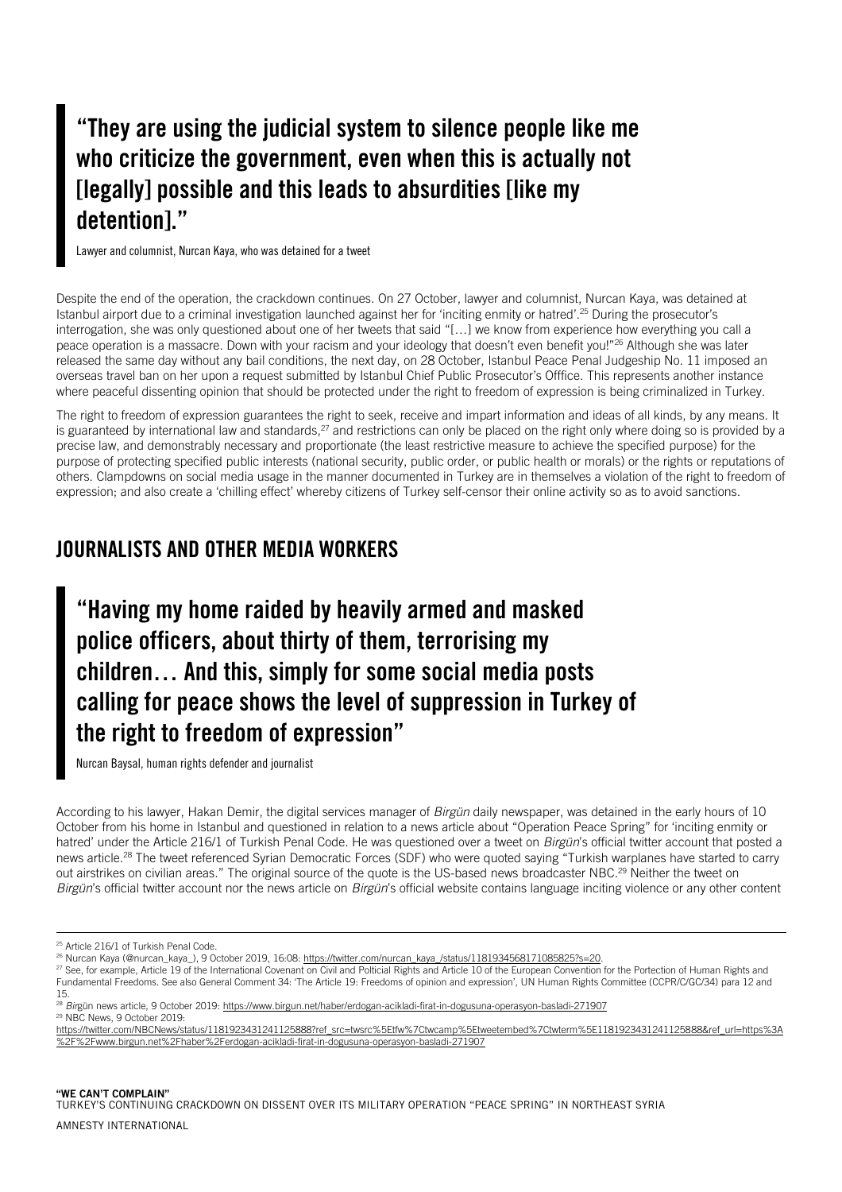> **"They are using the judicial system to silence people like me who criticize the government, even when this is actually not [legally] possible and this leads to absurdities [like my detention]."**
>
> Lawyer and columnist, Nurcan Kaya, who was detained for a tweet

Despite the end of the operation, the crackdown continues. On 27 October, lawyer and columnist, Nurcan Kaya, was detained at Istanbul airport due to a criminal investigation launched against her for 'inciting enmity or hatred'.[25] During the prosecutor's interrogation, she was only questioned about one of her tweets that said "[…] we know from experience how everything you call a peace operation is a massacre. Down with your racism and your ideology that doesn't even benefit you!"[26] Although she was later released the same day without any bail conditions, the next day, on 28 October, Istanbul Peace Penal Judgeship No. 11 imposed an overseas travel ban on her upon a request submitted by Istanbul Chief Public Prosecutor's Offfice. This represents another instance where peaceful dissenting opinion that should be protected under the right to freedom of expression is being criminalized in Turkey.

The right to freedom of expression guarantees the right to seek, receive and impart information and ideas of all kinds, by any means. It is guaranteed by international law and standards,[27] and restrictions can only be placed on the right only where doing so is provided by a precise law, and demonstrably necessary and proportionate (the least restrictive measure to achieve the specified purpose) for the purpose of protecting specified public interests (national security, public order, or public health or morals) or the rights or reputations of others. Clampdowns on social media usage in the manner documented in Turkey are in themselves a violation of the right to freedom of expression; and also create a 'chilling effect' whereby citizens of Turkey self-censor their online activity so as to avoid sanctions.

## JOURNALISTS AND OTHER MEDIA WORKERS

> **"Having my home raided by heavily armed and masked police officers, about thirty of them, terrorising my children… And this, simply for some social media posts calling for peace shows the level of suppression in Turkey of the right to freedom of expression"**
>
> Nurcan Baysal, human rights defender and journalist

According to his lawyer, Hakan Demir, the digital services manager of *Birgün* daily newspaper, was detained in the early hours of 10 October from his home in Istanbul and questioned in relation to a news article about "Operation Peace Spring" for 'inciting enmity or hatred' under the Article 216/1 of Turkish Penal Code. He was questioned over a tweet on *Birgün*'s official twitter account that posted a news article.[28] The tweet referenced Syrian Democratic Forces (SDF) who were quoted saying "Turkish warplanes have started to carry out airstrikes on civilian areas." The original source of the quote is the US-based news broadcaster NBC.[29] Neither the tweet on *Birgün*'s official twitter account nor the news article on *Birgün*'s official website contains language inciting violence or any other content

---

[25] Article 216/1 of Turkish Penal Code.

[26] Nurcan Kaya (@nurcan_kaya_), 9 October 2019, 16:08: https://twitter.com/nurcan_kaya_/status/1181934568171085825?s=20.

[27] See, for example, Article 19 of the International Covenant on Civil and Polticial Rights and Article 10 of the European Convention for the Portection of Human Rights and Fundamental Freedoms. See also General Comment 34: 'The Article 19: Freedoms of opinion and expression', UN Human Rights Committee (CCPR/C/GC/34) para 12 and 15.

[28] *Birg*ün news article, 9 October 2019: https://www.birgun.net/haber/erdogan-acikladi-firat-in-dogusuna-operasyon-basladi-271907

[29] NBC News, 9 October 2019: https://twitter.com/NBCNews/status/1181923431241125888?ref_src=twsrc%5Etfw%7Ctwcamp%5Etweetembed%7Ctwterm%5E1181923431241125888&ref_url=https%3A%2F%2Fwww.birgun.net%2Fhaber%2Ferdogan-acikladi-firat-in-dogusuna-operasyon-basladi-271907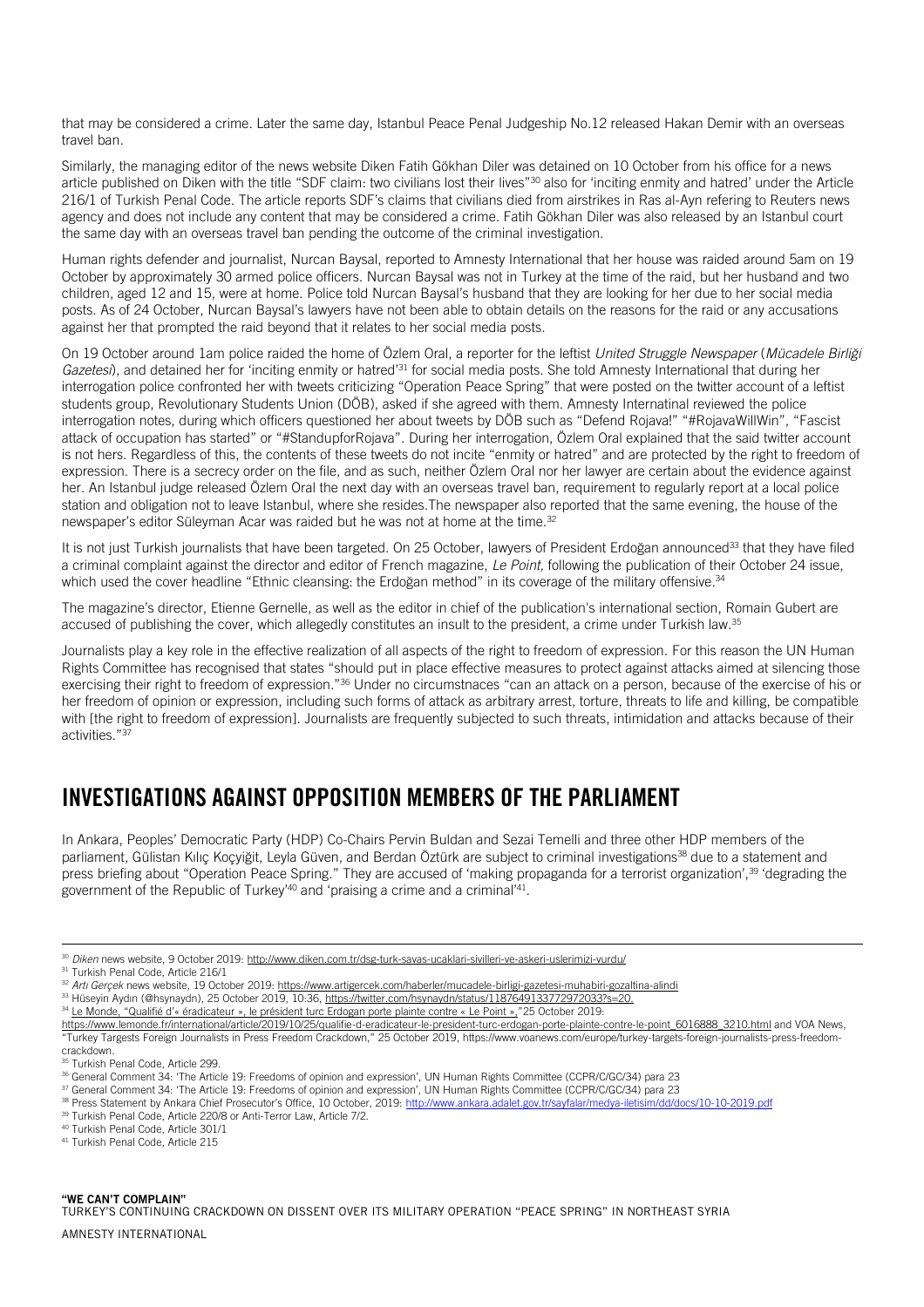that may be considered a crime. Later the same day, Istanbul Peace Penal Judgeship No.12 released Hakan Demir with an overseas travel ban.

Similarly, the managing editor of the news website Diken Fatih Gökhan Diler was detained on 10 October from his office for a news article published on Diken with the title "SDF claim: two civilians lost their lives"[30] also for 'inciting enmity and hatred' under the Article 216/1 of Turkish Penal Code. The article reports SDF's claims that civilians died from airstrikes in Ras al-Ayn refering to Reuters news agency and does not include any content that may be considered a crime. Fatih Gökhan Diler was also released by an Istanbul court the same day with an overseas travel ban pending the outcome of the criminal investigation.

Human rights defender and journalist, Nurcan Baysal, reported to Amnesty International that her house was raided around 5am on 19 October by approximately 30 armed police officers. Nurcan Baysal was not in Turkey at the time of the raid, but her husband and two children, aged 12 and 15, were at home. Police told Nurcan Baysal's husband that they are looking for her due to her social media posts. As of 24 October, Nurcan Baysal's lawyers have not been able to obtain details on the reasons for the raid or any accusations against her that prompted the raid beyond that it relates to her social media posts.

On 19 October around 1am police raided the home of Özlem Oral, a reporter for the leftist *United Struggle Newspaper* (*Mücadele Birliği Gazetesi*), and detained her for 'inciting enmity or hatred'[31] for social media posts. She told Amnesty International that during her interrogation police confronted her with tweets criticizing "Operation Peace Spring" that were posted on the twitter account of a leftist students group, Revolutionary Students Union (DÖB), asked if she agreed with them. Amnesty Internatinal reviewed the police interrogation notes, during which officers questioned her about tweets by DÖB such as "Defend Rojava!" "#RojavaWillWin", "Fascist attack of occupation has started" or "#StandupforRojava". During her interrogation, Özlem Oral explained that the said twitter account is not hers. Regardless of this, the contents of these tweets do not incite "enmity or hatred" and are protected by the right to freedom of expression. There is a secrecy order on the file, and as such, neither Özlem Oral nor her lawyer are certain about the evidence against her. An Istanbul judge released Özlem Oral the next day with an overseas travel ban, requirement to regularly report at a local police station and obligation not to leave Istanbul, where she resides.The newspaper also reported that the same evening, the house of the newspaper's editor Süleyman Acar was raided but he was not at home at the time.[32]

It is not just Turkish journalists that have been targeted. On 25 October, lawyers of President Erdoğan announced[33] that they have filed a criminal complaint against the director and editor of French magazine, *Le Point,* following the publication of their October 24 issue, which used the cover headline "Ethnic cleansing: the Erdoğan method" in its coverage of the military offensive.[34]

The magazine's director, Etienne Gernelle, as well as the editor in chief of the publication's international section, Romain Gubert are accused of publishing the cover, which allegedly constitutes an insult to the president, a crime under Turkish law.[35]

Journalists play a key role in the effective realization of all aspects of the right to freedom of expression. For this reason the UN Human Rights Committee has recognised that states "should put in place effective measures to protect against attacks aimed at silencing those exercising their right to freedom of expression."[36] Under no circumstnaces "can an attack on a person, because of the exercise of his or her freedom of opinion or expression, including such forms of attack as arbitrary arrest, torture, threats to life and killing, be compatible with [the right to freedom of expression]. Journalists are frequently subjected to such threats, intimidation and attacks because of their activities."[37]

## INVESTIGATIONS AGAINST OPPOSITION MEMBERS OF THE PARLIAMENT

In Ankara, Peoples' Democratic Party (HDP) Co-Chairs Pervin Buldan and Sezai Temelli and three other HDP members of the parliament, Gülistan Kılıç Koçyiğit, Leyla Güven, and Berdan Öztürk are subject to criminal investigations[38] due to a statement and press briefing about "Operation Peace Spring." They are accused of 'making propaganda for a terrorist organization',[39] 'degrading the government of the Republic of Turkey'[40] and 'praising a crime and a criminal'[41].

---

[30] *Diken* news website, 9 October 2019: http://www.diken.com.tr/dsg-turk-savas-ucaklari-sivilleri-ve-askeri-uslerimizi-vurdu/

[31] Turkish Penal Code, Article 216/1

[32] *Artı Gerçek* news website, 19 October 2019: https://www.artigercek.com/haberler/mucadele-birligi-gazetesi-muhabiri-gozaltina-alindi

[33] Hüseyin Aydın (@hsynaydn), 25 October 2019, 10:36, https://twitter.com/hsynaydn/status/1187649133772972033?s=20.

[34] Le Monde, "Qualifié d'« éradicateur », le président turc Erdogan porte plainte contre « Le Point »,"25 October 2019: https://www.lemonde.fr/international/article/2019/10/25/qualifie-d-eradicateur-le-president-turc-erdogan-porte-plainte-contre-le-point_6016888_3210.html and VOA News, "Turkey Targests Foreign Journalists in Press Freedom Crackdown," 25 October 2019, https://www.voanews.com/europe/turkey-targets-foreign-journalists-press-freedom-crackdown.

[35] Turkish Penal Code, Article 299.

[36] General Comment 34: 'The Article 19: Freedoms of opinion and expression', UN Human Rights Committee (CCPR/C/GC/34) para 23

[37] General Comment 34: 'The Article 19: Freedoms of opinion and expression', UN Human Rights Committee (CCPR/C/GC/34) para 23

[38] Press Statement by Ankara Chief Prosecutor's Office, 10 October, 2019: http://www.ankara.adalet.gov.tr/sayfalar/medya-iletisim/dd/docs/10-10-2019.pdf

[39] Turkish Penal Code, Article 220/8 or Anti-Terror Law, Article 7/2.

[40] Turkish Penal Code, Article 301/1

[41] Turkish Penal Code, Article 215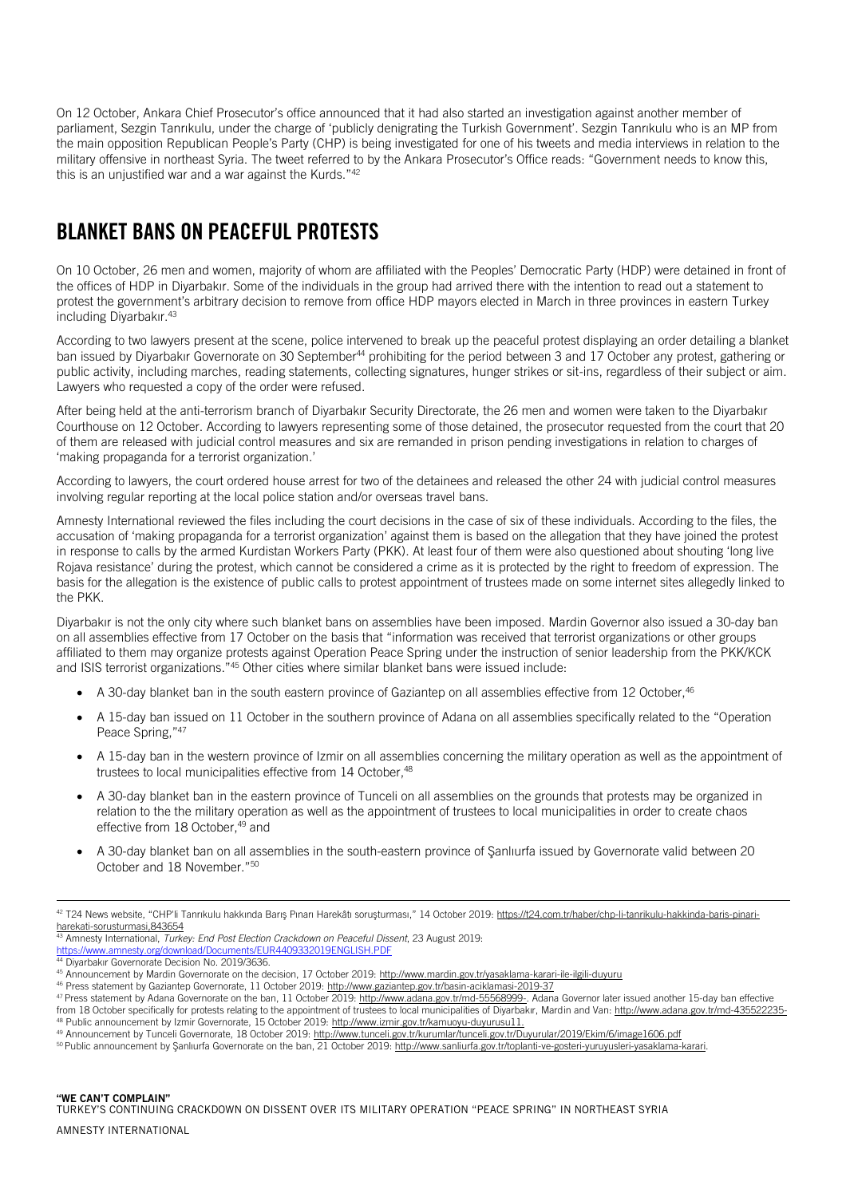On 12 October, Ankara Chief Prosecutor's office announced that it had also started an investigation against another member of parliament, Sezgin Tanrıkulu, under the charge of 'publicly denigrating the Turkish Government'. Sezgin Tanrıkulu who is an MP from the main opposition Republican People's Party (CHP) is being investigated for one of his tweets and media interviews in relation to the military offensive in northeast Syria. The tweet referred to by the Ankara Prosecutor's Office reads: "Government needs to know this, this is an unjustified war and a war against the Kurds."[42]

## BLANKET BANS ON PEACEFUL PROTESTS

On 10 October, 26 men and women, majority of whom are affiliated with the Peoples' Democratic Party (HDP) were detained in front of the offices of HDP in Diyarbakır. Some of the individuals in the group had arrived there with the intention to read out a statement to protest the government's arbitrary decision to remove from office HDP mayors elected in March in three provinces in eastern Turkey including Diyarbakır.[43]

According to two lawyers present at the scene, police intervened to break up the peaceful protest displaying an order detailing a blanket ban issued by Diyarbakır Governorate on 30 September[44] prohibiting for the period between 3 and 17 October any protest, gathering or public activity, including marches, reading statements, collecting signatures, hunger strikes or sit-ins, regardless of their subject or aim. Lawyers who requested a copy of the order were refused.

After being held at the anti-terrorism branch of Diyarbakır Security Directorate, the 26 men and women were taken to the Diyarbakır Courthouse on 12 October. According to lawyers representing some of those detained, the prosecutor requested from the court that 20 of them are released with judicial control measures and six are remanded in prison pending investigations in relation to charges of 'making propaganda for a terrorist organization.'

According to lawyers, the court ordered house arrest for two of the detainees and released the other 24 with judicial control measures involving regular reporting at the local police station and/or overseas travel bans.

Amnesty International reviewed the files including the court decisions in the case of six of these individuals. According to the files, the accusation of 'making propaganda for a terrorist organization' against them is based on the allegation that they have joined the protest in response to calls by the armed Kurdistan Workers Party (PKK). At least four of them were also questioned about shouting 'long live Rojava resistance' during the protest, which cannot be considered a crime as it is protected by the right to freedom of expression. The basis for the allegation is the existence of public calls to protest appointment of trustees made on some internet sites allegedly linked to the PKK.

Diyarbakır is not the only city where such blanket bans on assemblies have been imposed. Mardin Governor also issued a 30-day ban on all assemblies effective from 17 October on the basis that "information was received that terrorist organizations or other groups affiliated to them may organize protests against Operation Peace Spring under the instruction of senior leadership from the PKK/KCK and ISIS terrorist organizations."[45] Other cities where similar blanket bans were issued include:

- A 30-day blanket ban in the south eastern province of Gaziantep on all assemblies effective from 12 October,[46]
- A 15-day ban issued on 11 October in the southern province of Adana on all assemblies specifically related to the "Operation Peace Spring,"[47]
- A 15-day ban in the western province of Izmir on all assemblies concerning the military operation as well as the appointment of trustees to local municipalities effective from 14 October,[48]
- A 30-day blanket ban in the eastern province of Tunceli on all assemblies on the grounds that protests may be organized in relation to the the military operation as well as the appointment of trustees to local municipalities in order to create chaos effective from 18 October,[49] and
- A 30-day blanket ban on all assemblies in the south-eastern province of Şanlıurfa issued by Governorate valid between 20 October and 18 November."[50]

---

[42] T24 News website, "CHP'li Tanrıkulu hakkında Barış Pınarı Harekâtı soruşturması," 14 October 2019: https://t24.com.tr/haber/chp-li-tanrikulu-hakkinda-baris-pinari-harekati-sorusturmasi,843654

[43] Amnesty International, *Turkey: End Post Election Crackdown on Peaceful Dissent*, 23 August 2019: https://www.amnesty.org/download/Documents/EUR4409332019ENGLISH.PDF

[44] Diyarbakır Governorate Decision No. 2019/3636.

[45] Announcement by Mardin Governorate on the decision, 17 October 2019: http://www.mardin.gov.tr/yasaklama-karari-ile-ilgili-duyuru

[46] Press statement by Gaziantep Governorate, 11 October 2019: http://www.gaziantep.gov.tr/basin-aciklamasi-2019-37

[47] Press statement by Adana Governorate on the ban, 11 October 2019: http://www.adana.gov.tr/md-55568999-. Adana Governor later issued another 15-day ban effective from 18 October specifically for protests relating to the appointment of trustees to local municipalities of Diyarbakır, Mardin and Van: http://www.adana.gov.tr/md-435522235-

[48] Public announcement by Izmir Governorate, 15 October 2019: http://www.izmir.gov.tr/kamuoyu-duyurusu11.

[49] Announcement by Tunceli Governorate, 18 October 2019: http://www.tunceli.gov.tr/kurumlar/tunceli.gov.tr/Duyurular/2019/Ekim/6/image1606.pdf

[50] Public announcement by Şanlıurfa Governorate on the ban, 21 October 2019: http://www.sanliurfa.gov.tr/toplanti-ve-gosteri-yuruyusleri-yasaklama-karari.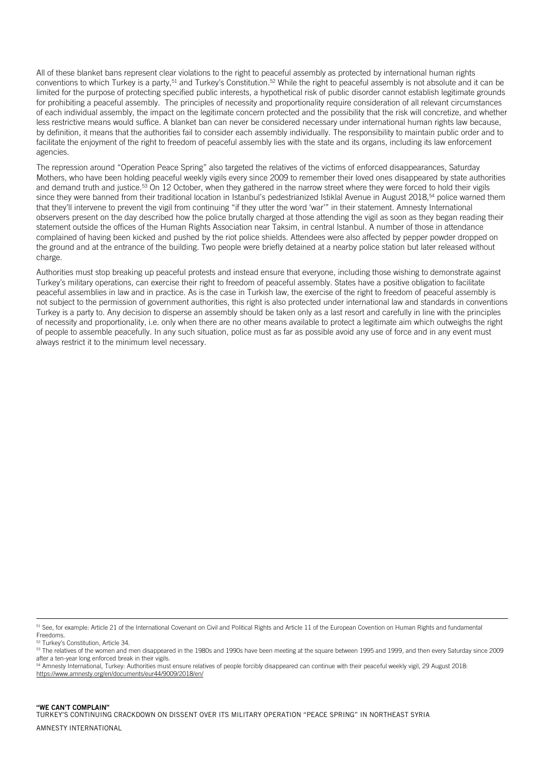All of these blanket bans represent clear violations to the right to peaceful assembly as protected by international human rights conventions to which Turkey is a party,[51] and Turkey's Constitution.[52] While the right to peaceful assembly is not absolute and it can be limited for the purpose of protecting specified public interests, a hypothetical risk of public disorder cannot establish legitimate grounds for prohibiting a peaceful assembly. The principles of necessity and proportionality require consideration of all relevant circumstances of each individual assembly, the impact on the legitimate concern protected and the possibility that the risk will concretize, and whether less restrictive means would suffice. A blanket ban can never be considered necessary under international human rights law because, by definition, it means that the authorities fail to consider each assembly individually. The responsibility to maintain public order and to facilitate the enjoyment of the right to freedom of peaceful assembly lies with the state and its organs, including its law enforcement agencies.

The repression around "Operation Peace Spring" also targeted the relatives of the victims of enforced disappearances, Saturday Mothers, who have been holding peaceful weekly vigils every since 2009 to remember their loved ones disappeared by state authorities and demand truth and justice.[53] On 12 October, when they gathered in the narrow street where they were forced to hold their vigils since they were banned from their traditional location in Istanbul's pedestrianized Istiklal Avenue in August 2018,[54] police warned them that they'll intervene to prevent the vigil from continuing "if they utter the word 'war'" in their statement. Amnesty International observers present on the day described how the police brutally charged at those attending the vigil as soon as they began reading their statement outside the offices of the Human Rights Association near Taksim, in central Istanbul. A number of those in attendance complained of having been kicked and pushed by the riot police shields. Attendees were also affected by pepper powder dropped on the ground and at the entrance of the building. Two people were briefly detained at a nearby police station but later released without charge.

Authorities must stop breaking up peaceful protests and instead ensure that everyone, including those wishing to demonstrate against Turkey's military operations, can exercise their right to freedom of peaceful assembly. States have a positive obligation to facilitate peaceful assemblies in law and in practice. As is the case in Turkish law, the exercise of the right to freedom of peaceful assembly is not subject to the permission of government authorities, this right is also protected under international law and standards in conventions Turkey is a party to. Any decision to disperse an assembly should be taken only as a last resort and carefully in line with the principles of necessity and proportionality, i.e. only when there are no other means available to protect a legitimate aim which outweighs the right of people to assemble peacefully. In any such situation, police must as far as possible avoid any use of force and in any event must always restrict it to the minimum level necessary.

---

[51] See, for example: Article 21 of the International Covenant on Civil and Political Rights and Article 11 of the European Covention on Human Rights and fundamental Freedoms.

[52] Turkey's Constitution, Article 34.

[53] The relatives of the women and men disappeared in the 1980s and 1990s have been meeting at the square between 1995 and 1999, and then every Saturday since 2009 after a ten-year long enforced break in their vigils.

[54] Amnesty International, Turkey: Authorities must ensure relatives of people forcibly disappeared can continue with their peaceful weekly vigil, 29 August 2018: https://www.amnesty.org/en/documents/eur44/9009/2018/en/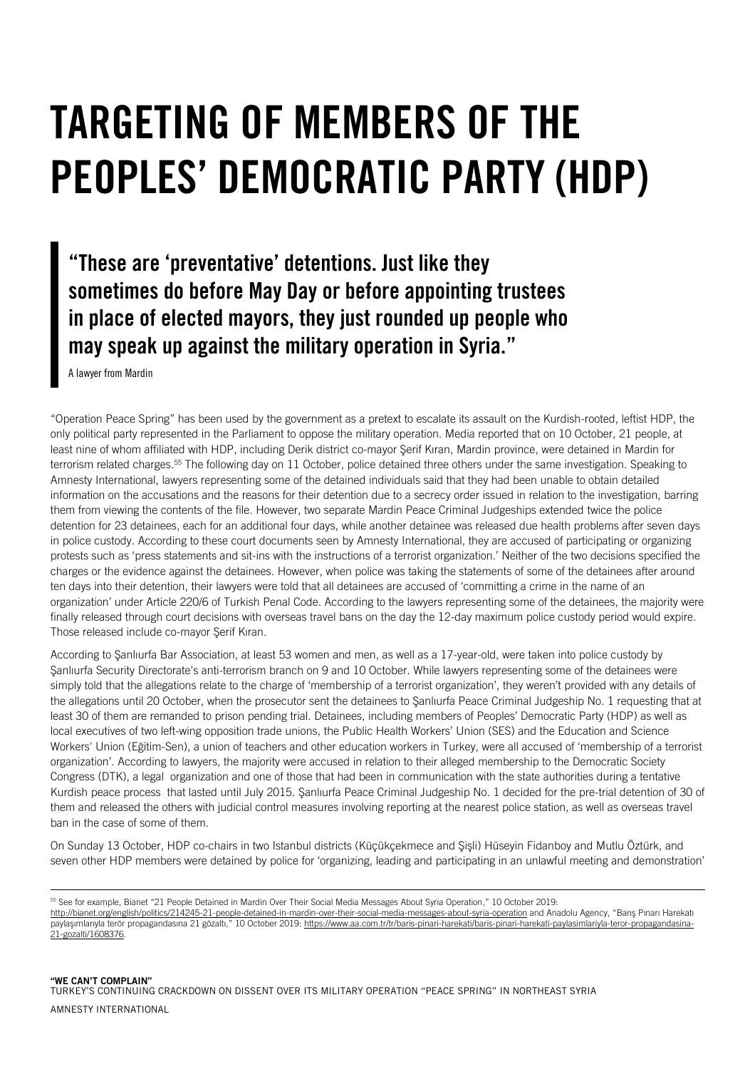# TARGETING OF MEMBERS OF THE PEOPLES' DEMOCRATIC PARTY (HDP)

> **"These are 'preventative' detentions. Just like they sometimes do before May Day or before appointing trustees in place of elected mayors, they just rounded up people who may speak up against the military operation in Syria."**
>
> A lawyer from Mardin

"Operation Peace Spring" has been used by the government as a pretext to escalate its assault on the Kurdish-rooted, leftist HDP, the only political party represented in the Parliament to oppose the military operation. Media reported that on 10 October, 21 people, at least nine of whom affiliated with HDP, including Derik district co-mayor Şerif Kıran, Mardin province, were detained in Mardin for terrorism related charges.[55] The following day on 11 October, police detained three others under the same investigation. Speaking to Amnesty International, lawyers representing some of the detained individuals said that they had been unable to obtain detailed information on the accusations and the reasons for their detention due to a secrecy order issued in relation to the investigation, barring them from viewing the contents of the file. However, two separate Mardin Peace Criminal Judgeships extended twice the police detention for 23 detainees, each for an additional four days, while another detainee was released due health problems after seven days in police custody. According to these court documents seen by Amnesty International, they are accused of participating or organizing protests such as 'press statements and sit-ins with the instructions of a terrorist organization.' Neither of the two decisions specified the charges or the evidence against the detainees. However, when police was taking the statements of some of the detainees after around ten days into their detention, their lawyers were told that all detainees are accused of 'committing a crime in the name of an organization' under Article 220/6 of Turkish Penal Code. According to the lawyers representing some of the detainees, the majority were finally released through court decisions with overseas travel bans on the day the 12-day maximum police custody period would expire. Those released include co-mayor Şerif Kıran.

According to Şanlıurfa Bar Association, at least 53 women and men, as well as a 17-year-old, were taken into police custody by Şanlıurfa Security Directorate's anti-terrorism branch on 9 and 10 October. While lawyers representing some of the detainees were simply told that the allegations relate to the charge of 'membership of a terrorist organization', they weren't provided with any details of the allegations until 20 October, when the prosecutor sent the detainees to Şanlıurfa Peace Criminal Judgeship No. 1 requesting that at least 30 of them are remanded to prison pending trial. Detainees, including members of Peoples' Democratic Party (HDP) as well as local executives of two left-wing opposition trade unions, the Public Health Workers' Union (SES) and the Education and Science Workers' Union (Eğitim-Sen), a union of teachers and other education workers in Turkey, were all accused of 'membership of a terrorist organization'. According to lawyers, the majority were accused in relation to their alleged membership to the Democratic Society Congress (DTK), a legal organization and one of those that had been in communication with the state authorities during a tentative Kurdish peace process that lasted until July 2015. Şanlıurfa Peace Criminal Judgeship No. 1 decided for the pre-trial detention of 30 of them and released the others with judicial control measures involving reporting at the nearest police station, as well as overseas travel ban in the case of some of them.

On Sunday 13 October, HDP co-chairs in two Istanbul districts (Küçükçekmece and Şişli) Hüseyin Fidanboy and Mutlu Öztürk, and seven other HDP members were detained by police for 'organizing, leading and participating in an unlawful meeting and demonstration'

---

[55] See for example, Bianet "21 People Detained in Mardin Over Their Social Media Messages About Syria Operation," 10 October 2019: http://bianet.org/english/politics/214245-21-people-detained-in-mardin-over-their-social-media-messages-about-syria-operation and Anadolu Agency, "Barış Pınarı Harekatı paylaşımlarıyla terör propagandasına 21 gözaltı," 10 October 2019: https://www.aa.com.tr/tr/baris-pinari-harekati/baris-pinari-harekati-paylasimlariyla-teror-propagandasina-21-gozalti/1608376.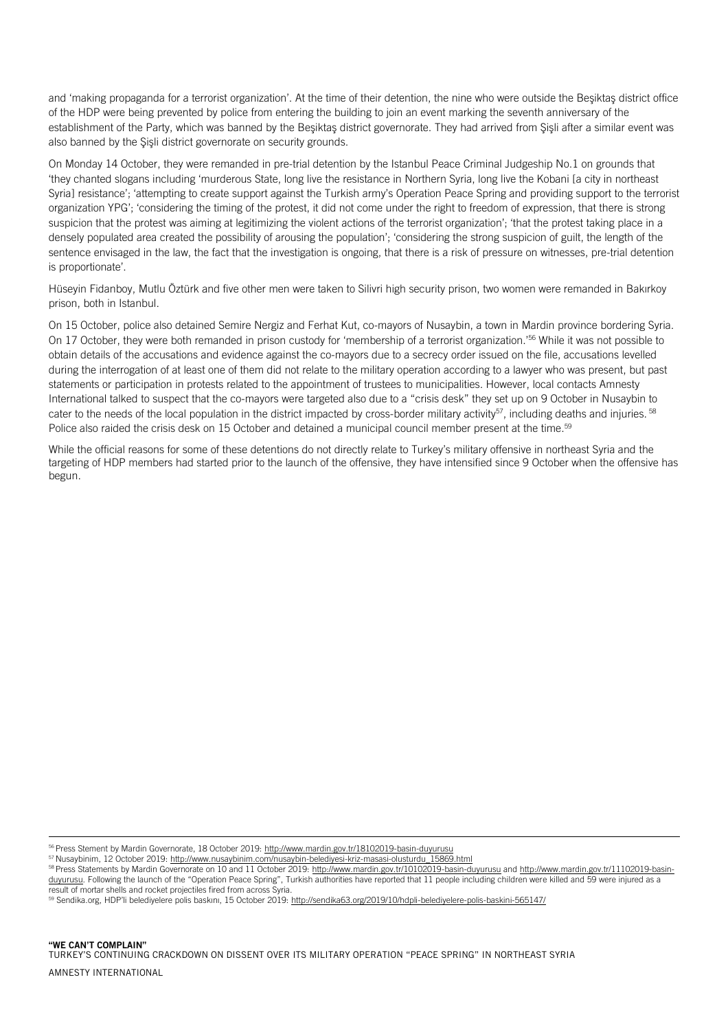and 'making propaganda for a terrorist organization'. At the time of their detention, the nine who were outside the Beşiktaş district office of the HDP were being prevented by police from entering the building to join an event marking the seventh anniversary of the establishment of the Party, which was banned by the Beşiktaş district governorate. They had arrived from Şişli after a similar event was also banned by the Şişli district governorate on security grounds.

On Monday 14 October, they were remanded in pre-trial detention by the Istanbul Peace Criminal Judgeship No.1 on grounds that 'they chanted slogans including 'murderous State, long live the resistance in Northern Syria, long live the Kobani [a city in northeast Syria] resistance'; 'attempting to create support against the Turkish army's Operation Peace Spring and providing support to the terrorist organization YPG'; 'considering the timing of the protest, it did not come under the right to freedom of expression, that there is strong suspicion that the protest was aiming at legitimizing the violent actions of the terrorist organization'; 'that the protest taking place in a densely populated area created the possibility of arousing the population'; 'considering the strong suspicion of guilt, the length of the sentence envisaged in the law, the fact that the investigation is ongoing, that there is a risk of pressure on witnesses, pre-trial detention is proportionate'.

Hüseyin Fidanboy, Mutlu Öztürk and five other men were taken to Silivri high security prison, two women were remanded in Bakırkoy prison, both in Istanbul.

On 15 October, police also detained Semire Nergiz and Ferhat Kut, co-mayors of Nusaybin, a town in Mardin province bordering Syria. On 17 October, they were both remanded in prison custody for 'membership of a terrorist organization.'[56] While it was not possible to obtain details of the accusations and evidence against the co-mayors due to a secrecy order issued on the file, accusations levelled during the interrogation of at least one of them did not relate to the military operation according to a lawyer who was present, but past statements or participation in protests related to the appointment of trustees to municipalities. However, local contacts Amnesty International talked to suspect that the co-mayors were targeted also due to a "crisis desk" they set up on 9 October in Nusaybin to cater to the needs of the local population in the district impacted by cross-border military activity[57], including deaths and injuries.[58] Police also raided the crisis desk on 15 October and detained a municipal council member present at the time.[59]

While the official reasons for some of these detentions do not directly relate to Turkey's military offensive in northeast Syria and the targeting of HDP members had started prior to the launch of the offensive, they have intensified since 9 October when the offensive has begun.

---

[56] Press Stement by Mardin Governorate, 18 October 2019: http://www.mardin.gov.tr/18102019-basin-duyurusu

[57] Nusaybinim, 12 October 2019: http://www.nusaybinim.com/nusaybin-belediyesi-kriz-masasi-olusturdu_15869.html

[58] Press Statements by Mardin Governorate on 10 and 11 October 2019: http://www.mardin.gov.tr/10102019-basin-duyurusu and http://www.mardin.gov.tr/11102019-basin-duyurusu. Following the launch of the "Operation Peace Spring", Turkish authorities have reported that 11 people including children were killed and 59 were injured as a result of mortar shells and rocket projectiles fired from across Syria.

[59] Sendika.org, HDP'li belediyelere polis baskını, 15 October 2019: http://sendika63.org/2019/10/hdpli-belediyelere-polis-baskini-565147/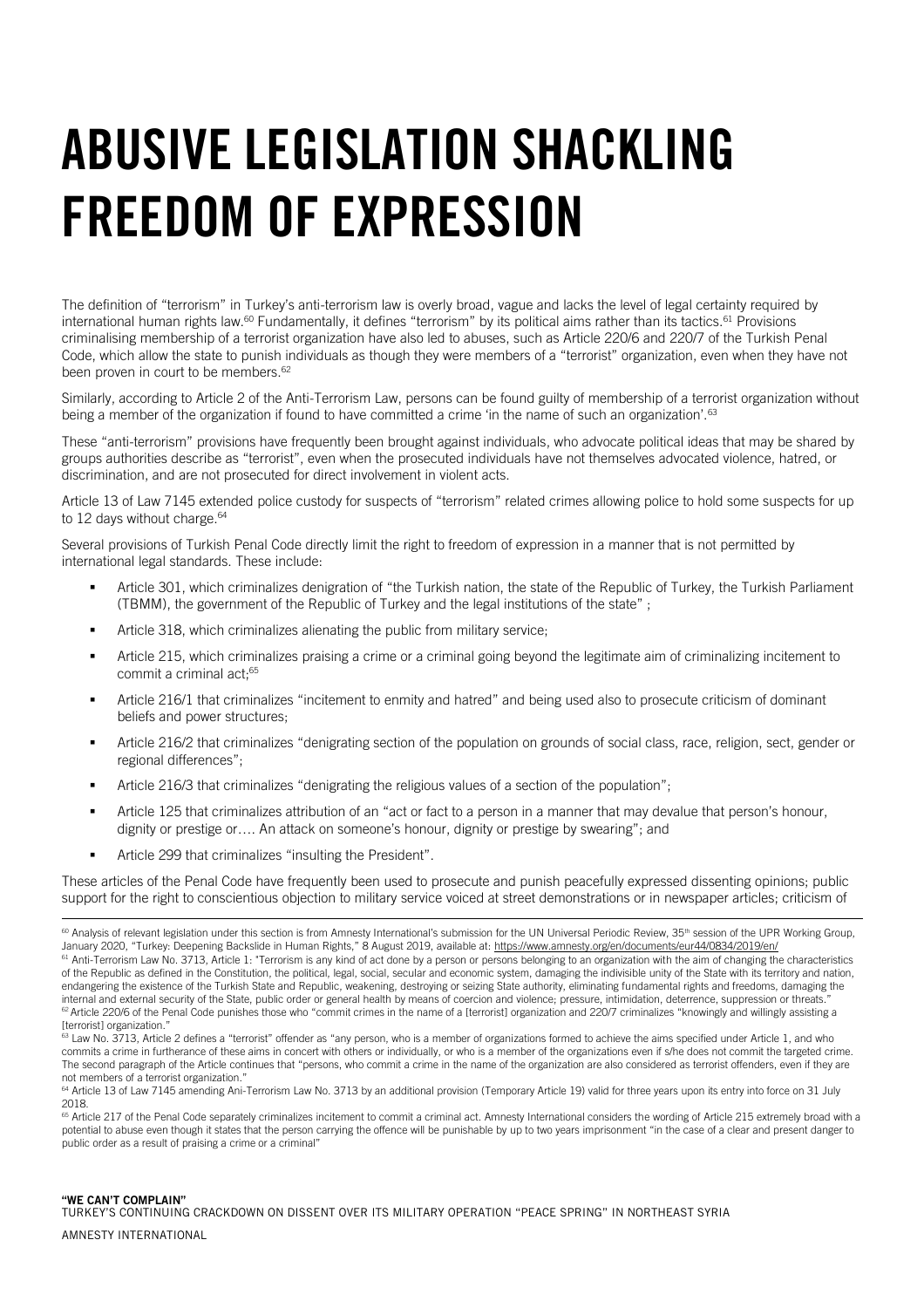# ABUSIVE LEGISLATION SHACKLING FREEDOM OF EXPRESSION

The definition of "terrorism" in Turkey's anti-terrorism law is overly broad, vague and lacks the level of legal certainty required by international human rights law.[60] Fundamentally, it defines "terrorism" by its political aims rather than its tactics.[61] Provisions criminalising membership of a terrorist organization have also led to abuses, such as Article 220/6 and 220/7 of the Turkish Penal Code, which allow the state to punish individuals as though they were members of a "terrorist" organization, even when they have not been proven in court to be members.[62]

Similarly, according to Article 2 of the Anti-Terrorism Law, persons can be found guilty of membership of a terrorist organization without being a member of the organization if found to have committed a crime 'in the name of such an organization'.[63]

These "anti-terrorism" provisions have frequently been brought against individuals, who advocate political ideas that may be shared by groups authorities describe as "terrorist", even when the prosecuted individuals have not themselves advocated violence, hatred, or discrimination, and are not prosecuted for direct involvement in violent acts.

Article 13 of Law 7145 extended police custody for suspects of "terrorism" related crimes allowing police to hold some suspects for up to 12 days without charge.[64]

Several provisions of Turkish Penal Code directly limit the right to freedom of expression in a manner that is not permitted by international legal standards. These include:

- Article 301, which criminalizes denigration of "the Turkish nation, the state of the Republic of Turkey, the Turkish Parliament (TBMM), the government of the Republic of Turkey and the legal institutions of the state" ;
- Article 318, which criminalizes alienating the public from military service;
- Article 215, which criminalizes praising a crime or a criminal going beyond the legitimate aim of criminalizing incitement to commit a criminal act;[65]
- Article 216/1 that criminalizes "incitement to enmity and hatred" and being used also to prosecute criticism of dominant beliefs and power structures;
- Article 216/2 that criminalizes "denigrating section of the population on grounds of social class, race, religion, sect, gender or regional differences";
- Article 216/3 that criminalizes "denigrating the religious values of a section of the population";
- Article 125 that criminalizes attribution of an "act or fact to a person in a manner that may devalue that person's honour, dignity or prestige or…. An attack on someone's honour, dignity or prestige by swearing"; and
- Article 299 that criminalizes "insulting the President".

These articles of the Penal Code have frequently been used to prosecute and punish peacefully expressed dissenting opinions; public support for the right to conscientious objection to military service voiced at street demonstrations or in newspaper articles; criticism of

---

[60] Analysis of relevant legislation under this section is from Amnesty International's submission for the UN Universal Periodic Review, 35th session of the UPR Working Group, January 2020, "Turkey: Deepening Backslide in Human Rights," 8 August 2019, available at: https://www.amnesty.org/en/documents/eur44/0834/2019/en/

[61] Anti-Terrorism Law No. 3713, Article 1: "Terrorism is any kind of act done by a person or persons belonging to an organization with the aim of changing the characteristics of the Republic as defined in the Constitution, the political, legal, social, secular and economic system, damaging the indivisible unity of the State with its territory and nation, endangering the existence of the Turkish State and Republic, weakening, destroying or seizing State authority, eliminating fundamental rights and freedoms, damaging the internal and external security of the State, public order or general health by means of coercion and violence; pressure, intimidation, deterrence, suppression or threats."

[62] Article 220/6 of the Penal Code punishes those who "commit crimes in the name of a [terrorist] organization and 220/7 criminalizes "knowingly and willingly assisting a [terrorist] organization."

[63] Law No. 3713, Article 2 defines a "terrorist" offender as "any person, who is a member of organizations formed to achieve the aims specified under Article 1, and who commits a crime in furtherance of these aims in concert with others or individually, or who is a member of the organizations even if s/he does not commit the targeted crime. The second paragraph of the Article continues that "persons, who commit a crime in the name of the organization are also considered as terrorist offenders, even if they are not members of a terrorist organization."

[64] Article 13 of Law 7145 amending Ani-Terrorism Law No. 3713 by an additional provision (Temporary Article 19) valid for three years upon its entry into force on 31 July 2018.

[65] Article 217 of the Penal Code separately criminalizes incitement to commit a criminal act. Amnesty International considers the wording of Article 215 extremely broad with a potential to abuse even though it states that the person carrying the offence will be punishable by up to two years imprisonment "in the case of a clear and present danger to public order as a result of praising a crime or a criminal"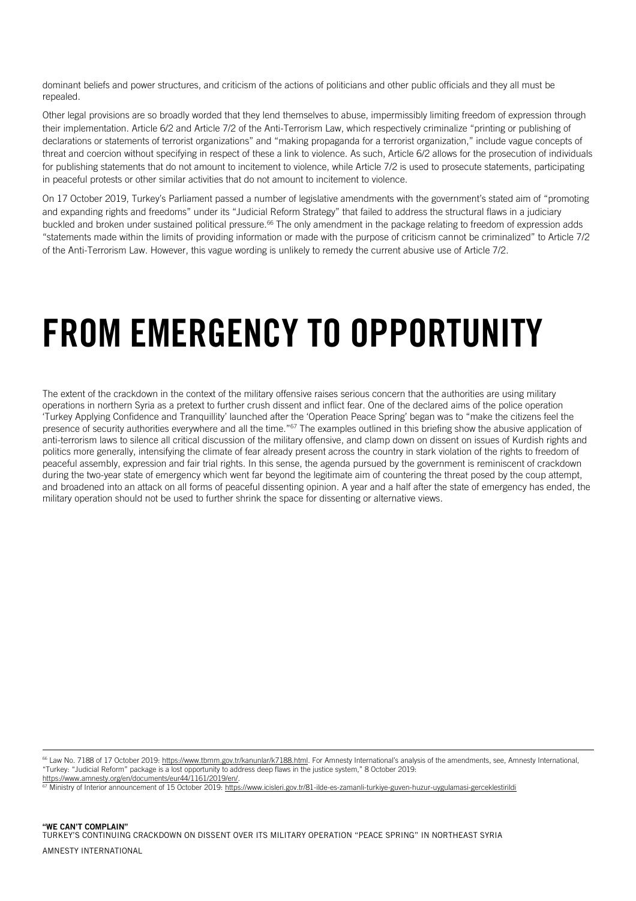dominant beliefs and power structures, and criticism of the actions of politicians and other public officials and they all must be repealed.

Other legal provisions are so broadly worded that they lend themselves to abuse, impermissibly limiting freedom of expression through their implementation. Article 6/2 and Article 7/2 of the Anti-Terrorism Law, which respectively criminalize "printing or publishing of declarations or statements of terrorist organizations" and "making propaganda for a terrorist organization," include vague concepts of threat and coercion without specifying in respect of these a link to violence. As such, Article 6/2 allows for the prosecution of individuals for publishing statements that do not amount to incitement to violence, while Article 7/2 is used to prosecute statements, participating in peaceful protests or other similar activities that do not amount to incitement to violence.

On 17 October 2019, Turkey's Parliament passed a number of legislative amendments with the government's stated aim of "promoting and expanding rights and freedoms" under its "Judicial Reform Strategy" that failed to address the structural flaws in a judiciary buckled and broken under sustained political pressure.[66] The only amendment in the package relating to freedom of expression adds "statements made within the limits of providing information or made with the purpose of criticism cannot be criminalized" to Article 7/2 of the Anti-Terrorism Law. However, this vague wording is unlikely to remedy the current abusive use of Article 7/2.

# FROM EMERGENCY TO OPPORTUNITY

The extent of the crackdown in the context of the military offensive raises serious concern that the authorities are using military operations in northern Syria as a pretext to further crush dissent and inflict fear. One of the declared aims of the police operation 'Turkey Applying Confidence and Tranquillity' launched after the 'Operation Peace Spring' began was to "make the citizens feel the presence of security authorities everywhere and all the time."[67] The examples outlined in this briefing show the abusive application of anti-terrorism laws to silence all critical discussion of the military offensive, and clamp down on dissent on issues of Kurdish rights and politics more generally, intensifying the climate of fear already present across the country in stark violation of the rights to freedom of peaceful assembly, expression and fair trial rights. In this sense, the agenda pursued by the government is reminiscent of crackdown during the two-year state of emergency which went far beyond the legitimate aim of countering the threat posed by the coup attempt, and broadened into an attack on all forms of peaceful dissenting opinion. A year and a half after the state of emergency has ended, the military operation should not be used to further shrink the space for dissenting or alternative views.

---

[66] Law No. 7188 of 17 October 2019: https://www.tbmm.gov.tr/kanunlar/k7188.html. For Amnesty International's analysis of the amendments, see, Amnesty International, "Turkey: "Judicial Reform" package is a lost opportunity to address deep flaws in the justice system," 8 October 2019: https://www.amnesty.org/en/documents/eur44/1161/2019/en/.

[67] Ministry of Interior announcement of 15 October 2019: https://www.icisleri.gov.tr/81-ilde-es-zamanli-turkiye-guven-huzur-uygulamasi-gerceklestirildi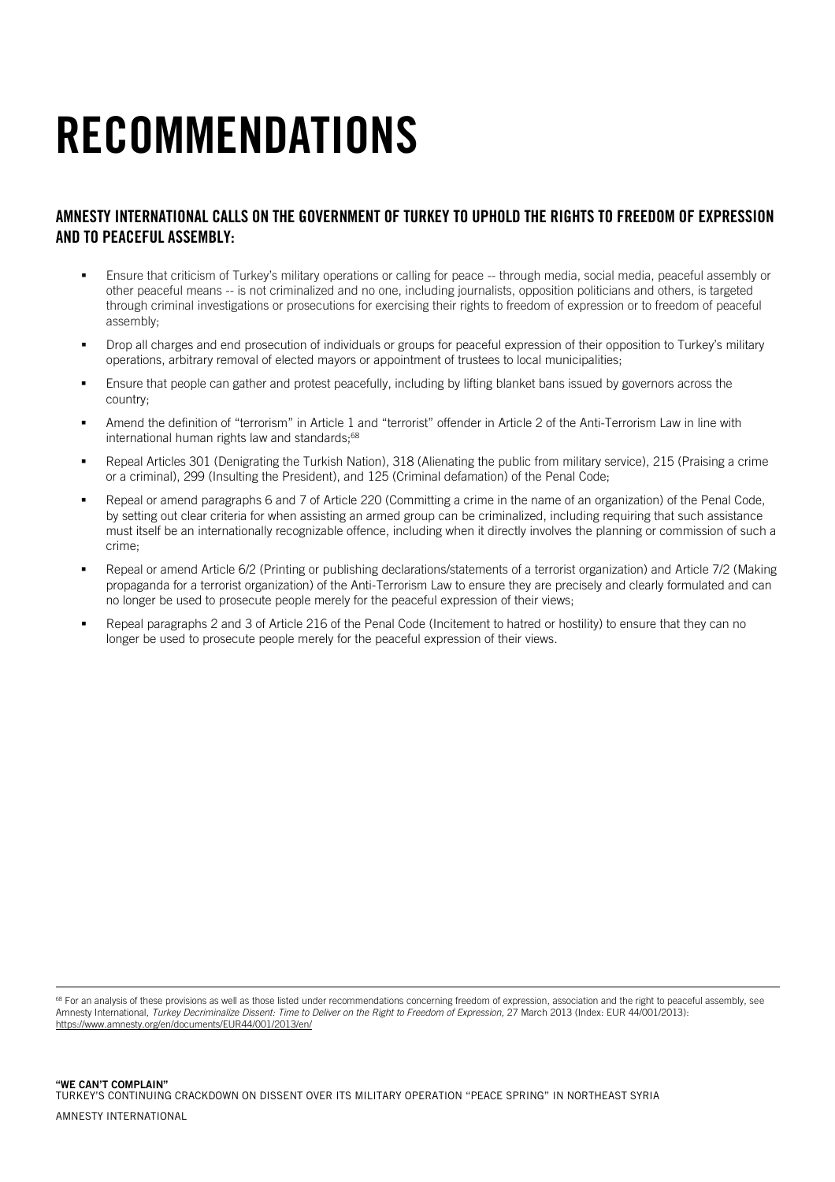# RECOMMENDATIONS

## AMNESTY INTERNATIONAL CALLS ON THE GOVERNMENT OF TURKEY TO UPHOLD THE RIGHTS TO FREEDOM OF EXPRESSION AND TO PEACEFUL ASSEMBLY:

- Ensure that criticism of Turkey's military operations or calling for peace -- through media, social media, peaceful assembly or other peaceful means -- is not criminalized and no one, including journalists, opposition politicians and others, is targeted through criminal investigations or prosecutions for exercising their rights to freedom of expression or to freedom of peaceful assembly;
- Drop all charges and end prosecution of individuals or groups for peaceful expression of their opposition to Turkey's military operations, arbitrary removal of elected mayors or appointment of trustees to local municipalities;
- Ensure that people can gather and protest peacefully, including by lifting blanket bans issued by governors across the country;
- Amend the definition of "terrorism" in Article 1 and "terrorist" offender in Article 2 of the Anti-Terrorism Law in line with international human rights law and standards;[68]
- Repeal Articles 301 (Denigrating the Turkish Nation), 318 (Alienating the public from military service), 215 (Praising a crime or a criminal), 299 (Insulting the President), and 125 (Criminal defamation) of the Penal Code;
- Repeal or amend paragraphs 6 and 7 of Article 220 (Committing a crime in the name of an organization) of the Penal Code, by setting out clear criteria for when assisting an armed group can be criminalized, including requiring that such assistance must itself be an internationally recognizable offence, including when it directly involves the planning or commission of such a crime;
- Repeal or amend Article 6/2 (Printing or publishing declarations/statements of a terrorist organization) and Article 7/2 (Making propaganda for a terrorist organization) of the Anti-Terrorism Law to ensure they are precisely and clearly formulated and can no longer be used to prosecute people merely for the peaceful expression of their views;
- Repeal paragraphs 2 and 3 of Article 216 of the Penal Code (Incitement to hatred or hostility) to ensure that they can no longer be used to prosecute people merely for the peaceful expression of their views.

---

[68] For an analysis of these provisions as well as those listed under recommendations concerning freedom of expression, association and the right to peaceful assembly, see Amnesty International, *Turkey Decriminalize Dissent: Time to Deliver on the Right to Freedom of Expression,* 27 March 2013 (Index: EUR 44/001/2013): https://www.amnesty.org/en/documents/EUR44/001/2013/en/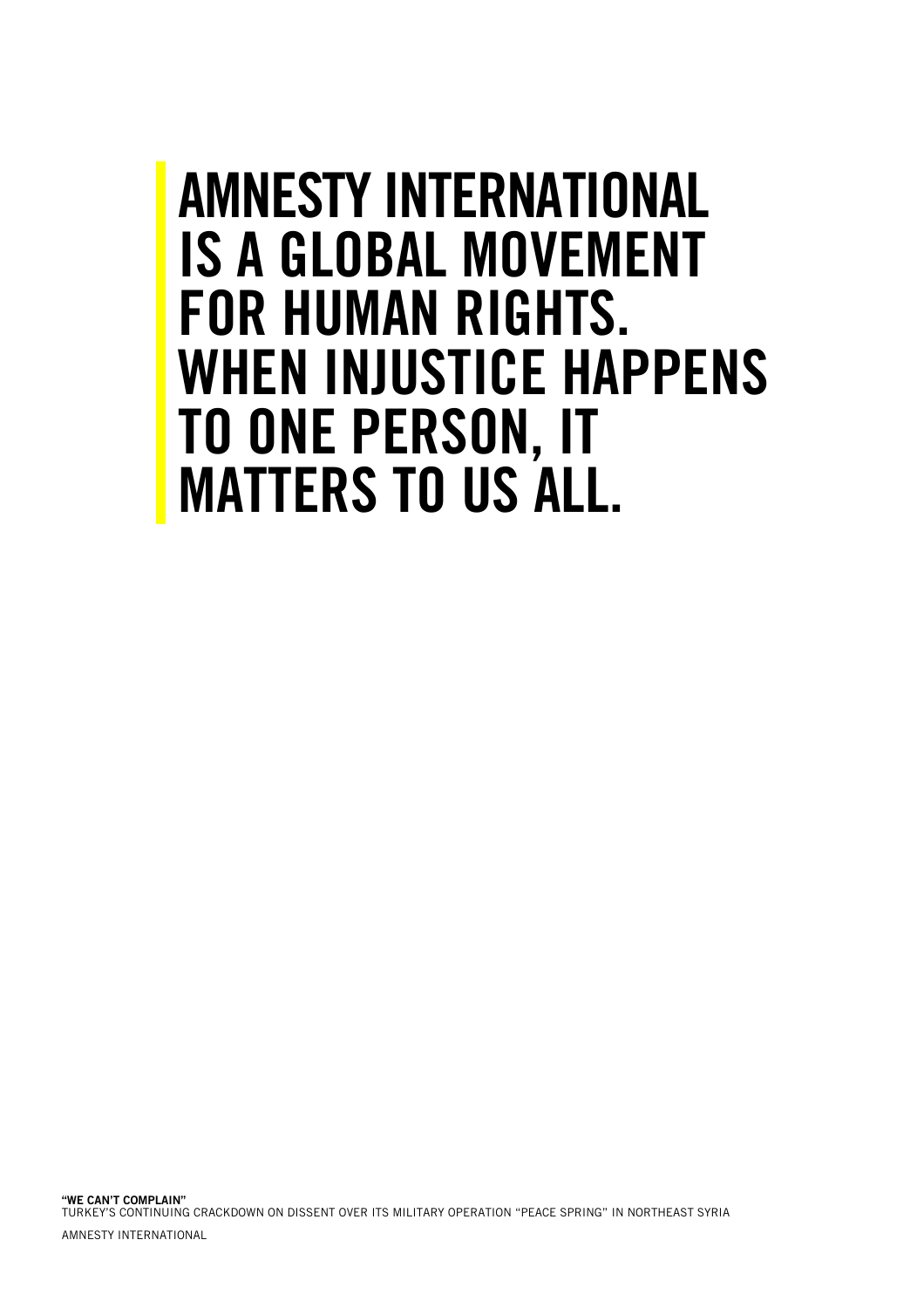# AMNESTY INTERNATIONAL IS A GLOBAL MOVEMENT FOR HUMAN RIGHTS. WHEN INJUSTICE HAPPENS TO ONE PERSON, IT MATTERS TO US ALL.